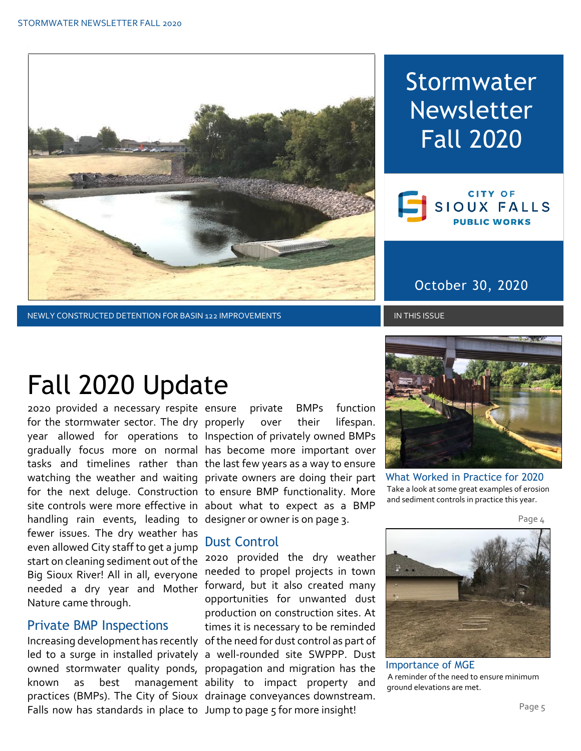# Stormwater Newsletter Fall 2020

CITY OF SIOUX FALLS PUBLIC WORKS

October 30, 2020

NEWLY CONSTRUCTED DETENTION FOR BASIN 122 IMPROVEMENTS

IN THIS ISSUE

## Fall 2020 Update

2020 provided a necessary respite for the stormwater sector. The dry year allowed for operations to gradually focus more on normal tasks and timelines rather than watching the weather and waiting for the next deluge. Construction site controls were more effective in handling rain events, leading to fewer issues. The dry weather has even allowed City staff to get a jump start on cleaning sediment out of the Big Sioux River! All in all, everyone needed a dry year and Mother Nature came through.

### Private BMP Inspections

Increasing development has recently led to a surge in installed privately owned stormwater quality ponds, known as best management practices (BMPs). The City of Sioux Falls now has standards in place to ensure private BMPs function properly over their lifespan. Inspection of privately owned BMPs has become more important over the last few years as a way to ensure private owners are doing their part to ensure BMP functionality. More about what to expect as a BMP designer or owner is on page 3.

### Dust Control

2020 provided the dry weather needed to propel projects in town forward, but it also created many opportunities for unwanted dust production on construction sites. At times it is necessary to be reminded of the need for dust control as part of a well-rounded site SWPPP. Dust propagation and migration has the ability to impact property and drainage conveyances downstream. Jump to page 5 for more insight!

### What Worked in Practice for 2020

Take a look at some great examples of erosion and sediment controls in practice this year.

Page 4

### Importance of MGE

A reminder of the need to ensure minimum ground elevations are met.

Page 5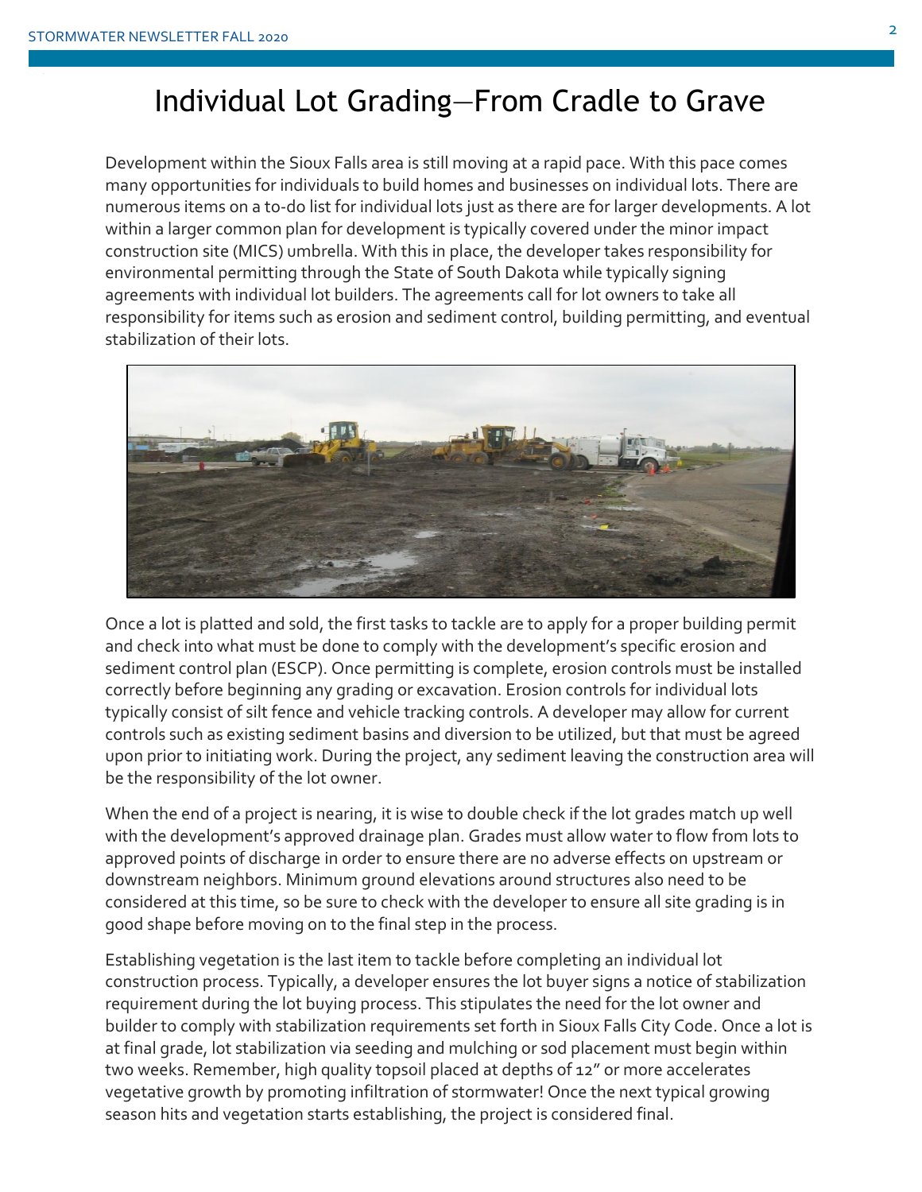# Individual Lot Grading—From Cradle to Grave

Development within the Sioux Falls area is still moving at a rapid pace. With this pace comes many opportunities for individuals to build homes and businesses on individual lots. There are numerous items on a to-do list for individual lots just as there are for larger developments. A lot within a larger common plan for development is typically covered under the minor impact construction site (MICS) umbrella. With this in place, the developer takes responsibility for environmental permitting through the State of South Dakota while typically signing agreements with individual lot builders. The agreements call for lot owners to take all responsibility for items such as erosion and sediment control, building permitting, and eventual stabilization of their lots.

Once a lot is platted and sold, the first tasks to tackle are to apply for a proper building permit and check into what must be done to comply with the development's specific erosion and sediment control plan (ESCP). Once permitting is complete, erosion controls must be installed correctly before beginning any grading or excavation. Erosion controls for individual lots typically consist of silt fence and vehicle tracking controls. A developer may allow for current controls such as existing sediment basins and diversion to be utilized, but that must be agreed upon prior to initiating work. During the project, any sediment leaving the construction area will be the responsibility of the lot owner.

When the end of a project is nearing, it is wise to double check if the lot grades match up well with the development's approved drainage plan. Grades must allow water to flow from lots to approved points of discharge in order to ensure there are no adverse effects on upstream or downstream neighbors. Minimum ground elevations around structures also need to be considered at this time, so be sure to check with the developer to ensure all site grading is in good shape before moving on to the final step in the process.

Establishing vegetation is the last item to tackle before completing an individual lot construction process. Typically, a developer ensures the lot buyer signs a notice of stabilization requirement during the lot buying process. This stipulates the need for the lot owner and builder to comply with stabilization requirements set forth in Sioux Falls City Code. Once a lot is at final grade, lot stabilization via seeding and mulching or sod placement must begin within two weeks. Remember, high quality topsoil placed at depths of 12" or more accelerates vegetative growth by promoting infiltration of stormwater! Once the next typical growing season hits and vegetation starts establishing, the project is considered final.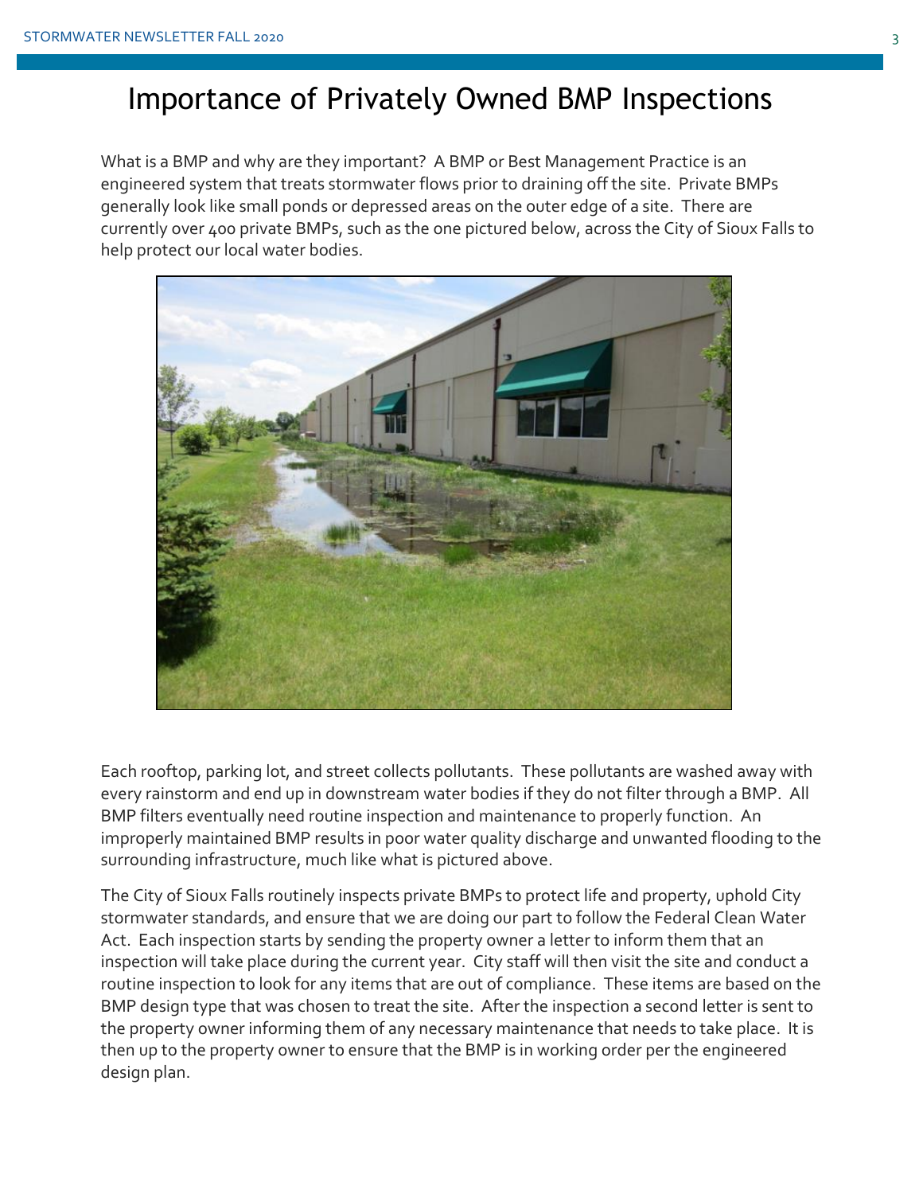# Importance of Privately Owned BMP Inspections

What is a BMP and why are they important? A BMP or Best Management Practice is an engineered system that treats stormwater flows prior to draining off the site. Private BMPs generally look like small ponds or depressed areas on the outer edge of a site. There are currently over 400 private BMPs, such as the one pictured below, across the City of Sioux Falls to help protect our local water bodies.

Each rooftop, parking lot, and street collects pollutants. These pollutants are washed away with every rainstorm and end up in downstream water bodies if they do not filter through a BMP. All BMP filters eventually need routine inspection and maintenance to properly function. An improperly maintained BMP results in poor water quality discharge and unwanted flooding to the surrounding infrastructure, much like what is pictured above.

The City of Sioux Falls routinely inspects private BMPs to protect life and property, uphold City stormwater standards, and ensure that we are doing our part to follow the Federal Clean Water Act. Each inspection starts by sending the property owner a letter to inform them that an inspection will take place during the current year. City staff will then visit the site and conduct a routine inspection to look for any items that are out of compliance. These items are based on the BMP design type that was chosen to treat the site. After the inspection a second letter is sent to the property owner informing them of any necessary maintenance that needs to take place. It is then up to the property owner to ensure that the BMP is in working order per the engineered design plan.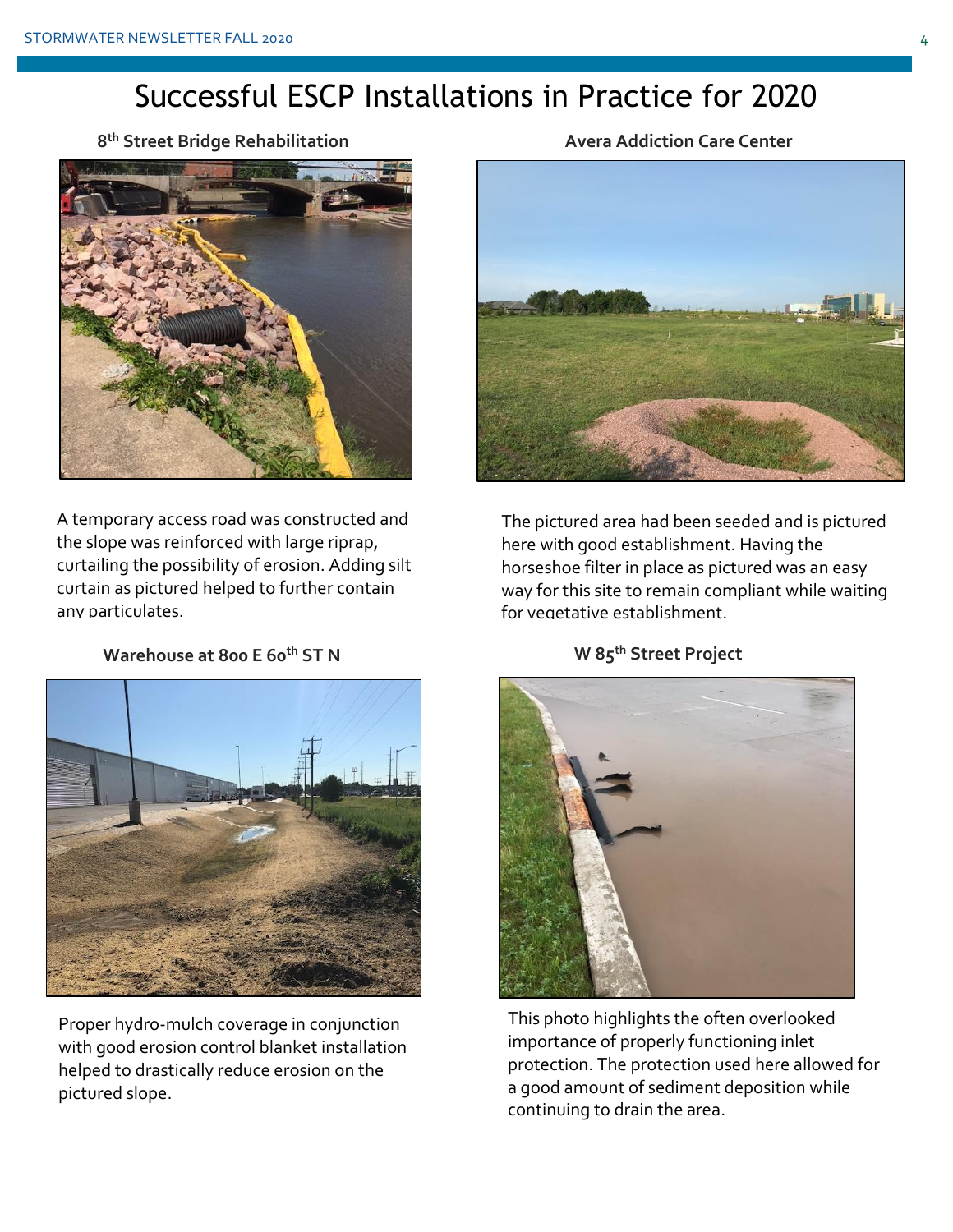# Successful ESCP Installations in Practice for 2020

### 8th Street Bridge Rehabilitation

A temporary access road was constructed and the slope was reinforced with large riprap, curtailing the possibility of erosion. Adding silt curtain as pictured helped to further contain any particulates.

### Avera Addiction Care Center

The pictured area had been seeded and is pictured here with good establishment. Having the horseshoe filter in place as pictured was an easy way for this site to remain compliant while waiting for vegetative establishment.

### Warehouse at 800 E 60th ST N

Proper hydro-mulch coverage in conjunction with good erosion control blanket installation helped to drastically reduce erosion on the pictured slope.

### W 85th Street Project

This photo highlights the often overlooked importance of properly functioning inlet protection. The protection used here allowed for a good amount of sediment deposition while continuing to drain the area.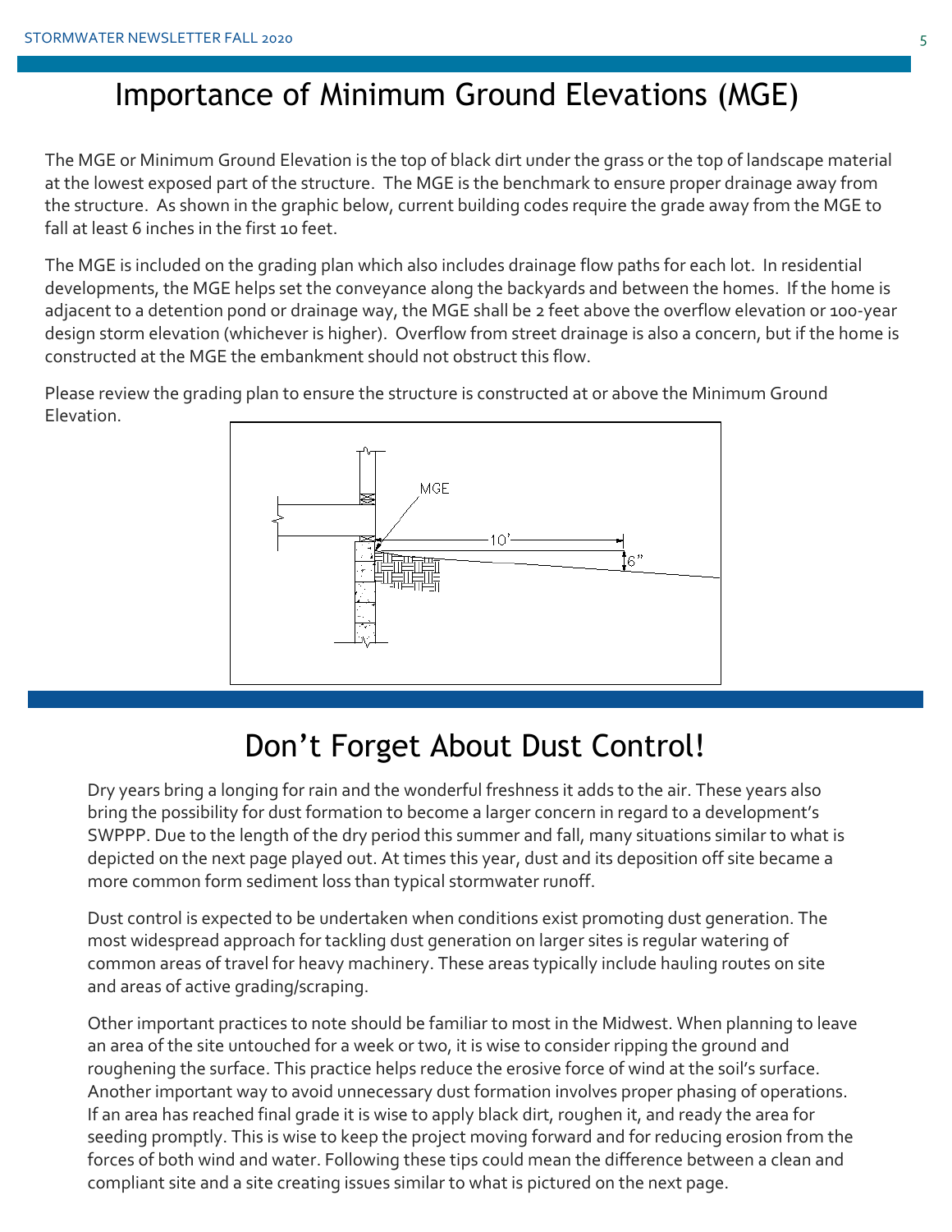# Importance of Minimum Ground Elevations (MGE)

The MGE or Minimum Ground Elevation is the top of black dirt under the grass or the top of landscape material at the lowest exposed part of the structure. The MGE is the benchmark to ensure proper drainage away from the structure. As shown in the graphic below, current building codes require the grade away from the MGE to fall at least 6 inches in the first 10 feet.

The MGE is included on the grading plan which also includes drainage flow paths for each lot. In residential developments, the MGE helps set the conveyance along the backyards and between the homes. If the home is adjacent to a detention pond or drainage way, the MGE shall be 2 feet above the overflow elevation or 100-year design storm elevation (whichever is higher). Overflow from street drainage is also a concern, but if the home is constructed at the MGE the embankment should not obstruct this flow.

Please review the grading plan to ensure the structure is constructed at or above the Minimum Ground Elevation.

# Don't Forget About Dust Control!

Dry years bring a longing for rain and the wonderful freshness it adds to the air. These years also bring the possibility for dust formation to become a larger concern in regard to a development's SWPPP. Due to the length of the dry period this summer and fall, many situations similar to what is depicted on the next page played out. At times this year, dust and its deposition off site became a more common form sediment loss than typical stormwater runoff.

Dust control is expected to be undertaken when conditions exist promoting dust generation. The most widespread approach for tackling dust generation on larger sites is regular watering of common areas of travel for heavy machinery. These areas typically include hauling routes on site and areas of active grading/scraping.

Other important practices to note should be familiar to most in the Midwest. When planning to leave an area of the site untouched for a week or two, it is wise to consider ripping the ground and roughening the surface. This practice helps reduce the erosive force of wind at the soil's surface. Another important way to avoid unnecessary dust formation involves proper phasing of operations. If an area has reached final grade it is wise to apply black dirt, roughen it, and ready the area for seeding promptly. This is wise to keep the project moving forward and for reducing erosion from the forces of both wind and water. Following these tips could mean the difference between a clean and compliant site and a site creating issues similar to what is pictured on the next page.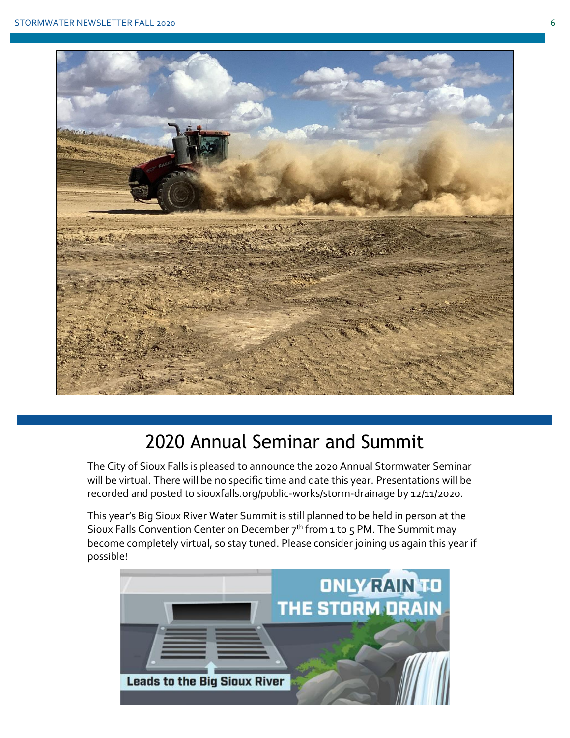## 2020 Annual Seminar and Summit

The City of Sioux Falls is pleased to announce the 2020 Annual Stormwater Seminar will be virtual. There will be no specific time and date this year. Presentations will be recorded and posted to siouxfalls.org/public-works/storm-drainage by 12/11/2020.

This year's Big Sioux River Water Summit is still planned to be held in person at the Sioux Falls Convention Center on December 7th from 1 to 5 PM. The Summit may become completely virtual, so stay tuned. Please consider joining us again this year if possible!